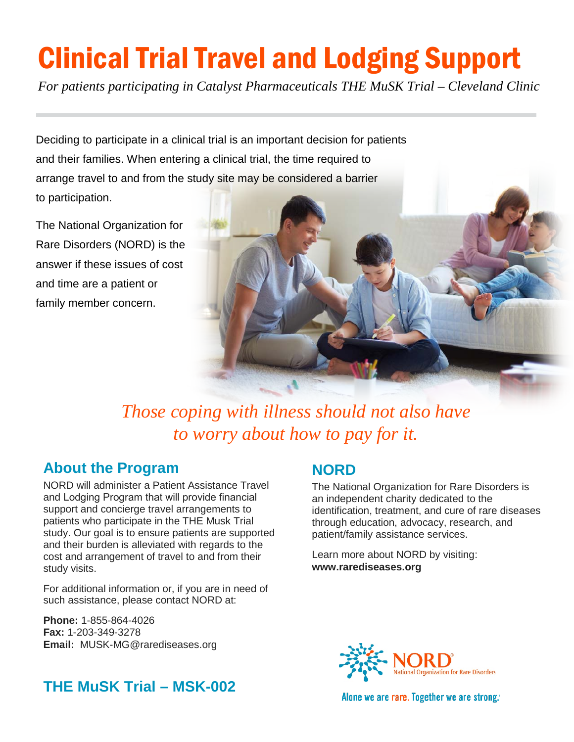# Clinical Trial Travel and Lodging Support

*For patients participating in Catalyst Pharmaceuticals THE MuSK Trial – Cleveland Clinic*

Deciding to participate in a clinical trial is an important decision for patients and their families. When entering a clinical trial, the time required to arrange travel to and from the study site may be considered a barrier to participation.

The National Organization for Rare Disorders (NORD) is the answer if these issues of cost and time are a patient or family member concern.

*Those coping with illness should not also have to worry about how to pay for it.*

## About the Program

NORD will administer a Patient Assistance Travel and Lodging Program that will provide financial support and concierge travel arrangements to patients who participate in the THE Musk Trial study. Our goal is to ensure patients are supported and their burden is alleviated with regards to the cost and arrangement of travel to and from their study visits.

For additional information or, if you are in need of such assistance, please contact NORD at:

**Phone:** 1-855-864-4026
**Fax:** 1-203-349-3278
**Email:** MUSK-MG@rarediseases.org

## THE MuSK Trial – MSK-002

## NORD

The National Organization for Rare Disorders is an independent charity dedicated to the identification, treatment, and cure of rare diseases through education, advocacy, research, and patient/family assistance services.

Learn more about NORD by visiting:
**www.rarediseases.org**

NORD® National Organization for Rare Disorders

Alone we are rare. Together we are strong.®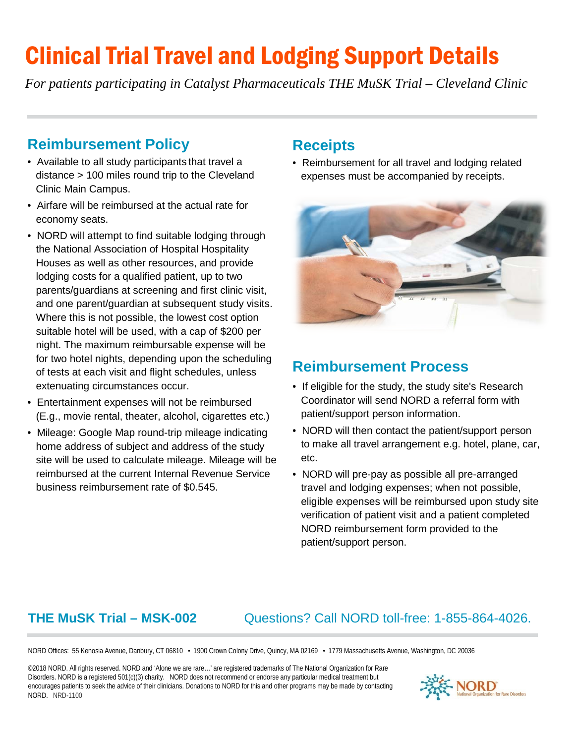# Clinical Trial Travel and Lodging Support Details

*For patients participating in Catalyst Pharmaceuticals THE MuSK Trial – Cleveland Clinic*

## Reimbursement Policy

- Available to all study participants that travel a distance > 100 miles round trip to the Cleveland Clinic Main Campus.
- Airfare will be reimbursed at the actual rate for economy seats.
- NORD will attempt to find suitable lodging through the National Association of Hospital Hospitality Houses as well as other resources, and provide lodging costs for a qualified patient, up to two parents/guardians at screening and first clinic visit, and one parent/guardian at subsequent study visits. Where this is not possible, the lowest cost option suitable hotel will be used, with a cap of $200 per night. The maximum reimbursable expense will be for two hotel nights, depending upon the scheduling of tests at each visit and flight schedules, unless extenuating circumstances occur.
- Entertainment expenses will not be reimbursed (E.g., movie rental, theater, alcohol, cigarettes etc.)
- Mileage: Google Map round-trip mileage indicating home address of subject and address of the study site will be used to calculate mileage. Mileage will be reimbursed at the current Internal Revenue Service business reimbursement rate of $0.545.

## Receipts

- Reimbursement for all travel and lodging related expenses must be accompanied by receipts.

## Reimbursement Process

- If eligible for the study, the study site's Research Coordinator will send NORD a referral form with patient/support person information.
- NORD will then contact the patient/support person to make all travel arrangement e.g. hotel, plane, car, etc.
- NORD will pre-pay as possible all pre-arranged travel and lodging expenses; when not possible, eligible expenses will be reimbursed upon study site verification of patient visit and a patient completed NORD reimbursement form provided to the patient/support person.

**THE MuSK Trial – MSK-002**

Questions? Call NORD toll-free: 1-855-864-4026.

NORD Offices: 55 Kenosia Avenue, Danbury, CT 06810 • 1900 Crown Colony Drive, Quincy, MA 02169 • 1779 Massachusetts Avenue, Washington, DC 20036

©2018 NORD. All rights reserved. NORD and 'Alone we are rare…' are registered trademarks of The National Organization for Rare Disorders. NORD is a registered 501(c)(3) charity. NORD does not recommend or endorse any particular medical treatment but encourages patients to seek the advice of their clinicians. Donations to NORD for this and other programs may be made by contacting NORD. NRD-1100

NORD National Organization for Rare Disorders